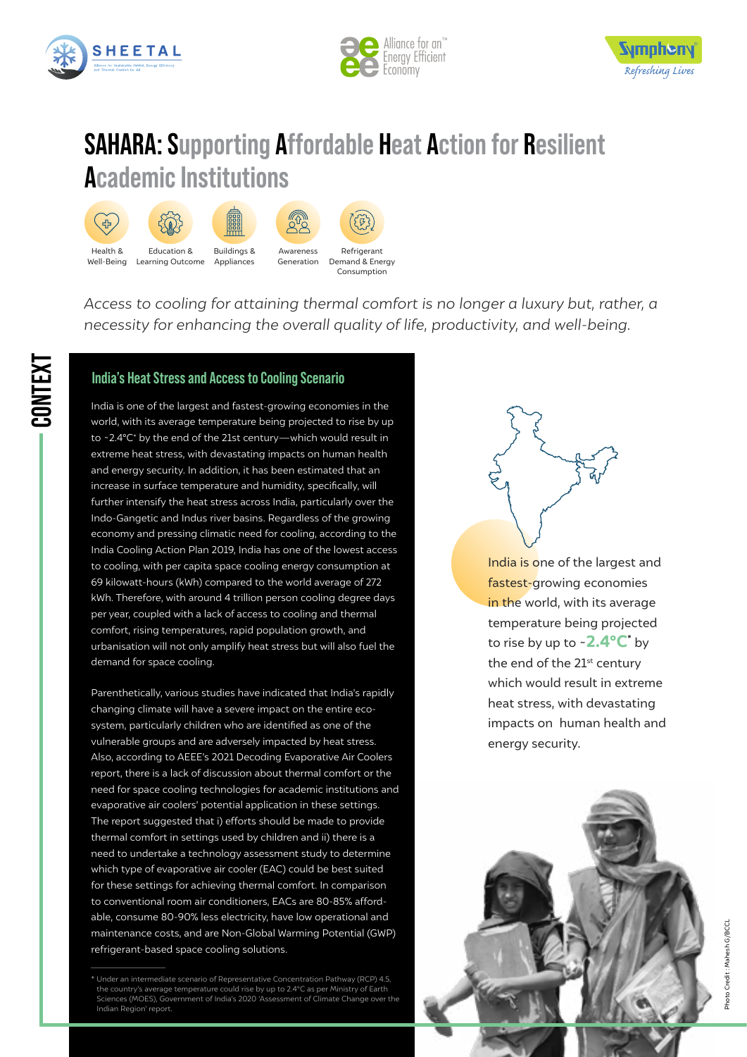# SAHARA: Supporting Affordable Heat Action for Resilient Academic Institutions

Health & Well-Being | Education & Learning Outcome | Buildings & Appliances | Awareness Generation | Refrigerant Demand & Energy Consumption

*Access to cooling for attaining thermal comfort is no longer a luxury but, rather, a necessity for enhancing the overall quality of life, productivity, and well-being.*

## CONTEXT

### India's Heat Stress and Access to Cooling Scenario

India is one of the largest and fastest-growing economies in the world, with its average temperature being projected to rise by up to ~2.4°C* by the end of the 21st century—which would result in extreme heat stress, with devastating impacts on human health and energy security. In addition, it has been estimated that an increase in surface temperature and humidity, specifically, will further intensify the heat stress across India, particularly over the Indo-Gangetic and Indus river basins. Regardless of the growing economy and pressing climatic need for cooling, according to the India Cooling Action Plan 2019, India has one of the lowest access to cooling, with per capita space cooling energy consumption at 69 kilowatt-hours (kWh) compared to the world average of 272 kWh. Therefore, with around 4 trillion person cooling degree days per year, coupled with a lack of access to cooling and thermal comfort, rising temperatures, rapid population growth, and urbanisation will not only amplify heat stress but will also fuel the demand for space cooling.

Parenthetically, various studies have indicated that India's rapidly changing climate will have a severe impact on the entire eco-system, particularly children who are identified as one of the vulnerable groups and are adversely impacted by heat stress. Also, according to AEEE's 2021 Decoding Evaporative Air Coolers report, there is a lack of discussion about thermal comfort or the need for space cooling technologies for academic institutions and evaporative air coolers' potential application in these settings. The report suggested that i) efforts should be made to provide thermal comfort in settings used by children and ii) there is a need to undertake a technology assessment study to determine which type of evaporative air cooler (EAC) could be best suited for these settings for achieving thermal comfort. In comparison to conventional room air conditioners, EACs are 80-85% affordable, consume 80-90% less electricity, have low operational and maintenance costs, and are Non-Global Warming Potential (GWP) refrigerant-based space cooling solutions.

\* Under an intermediate scenario of Representative Concentration Pathway (RCP) 4.5, the country's average temperature could rise by up to 2.4°C as per Ministry of Earth Sciences (MOES), Government of India's 2020 'Assessment of Climate Change over the Indian Region' report.

India is one of the largest and fastest-growing economies in the world, with its average temperature being projected to rise by up to **~2.4°C*** by the end of the 21st century which would result in extreme heat stress, with devastating impacts on human health and energy security.

Photo Credit: Mahesh G/BCCL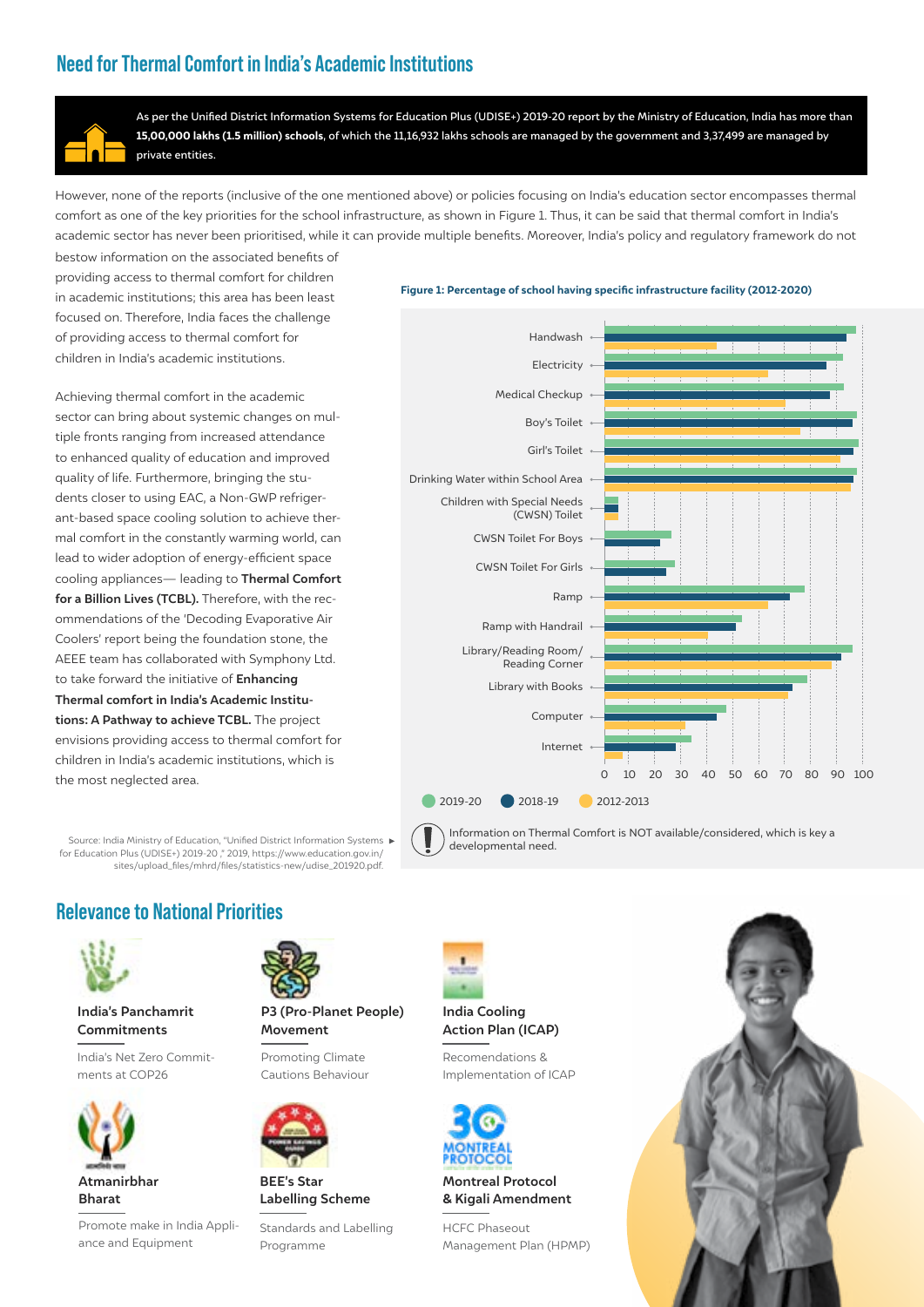## Need for Thermal Comfort in India's Academic Institutions

As per the Unified District Information Systems for Education Plus (UDISE+) 2019-20 report by the Ministry of Education, India has more than **15,00,000 lakhs (1.5 million) schools**, of which the 11,16,932 lakhs schools are managed by the government and 3,37,499 are managed by private entities.

However, none of the reports (inclusive of the one mentioned above) or policies focusing on India's education sector encompasses thermal comfort as one of the key priorities for the school infrastructure, as shown in Figure 1. Thus, it can be said that thermal comfort in India's academic sector has never been prioritised, while it can provide multiple benefits. Moreover, India's policy and regulatory framework do not bestow information on the associated benefits of providing access to thermal comfort for children in academic institutions; this area has been least focused on. Therefore, India faces the challenge of providing access to thermal comfort for children in India's academic institutions.

Achieving thermal comfort in the academic sector can bring about systemic changes on multiple fronts ranging from increased attendance to enhanced quality of education and improved quality of life. Furthermore, bringing the students closer to using EAC, a Non-GWP refrigerant-based space cooling solution to achieve thermal comfort in the constantly warming world, can lead to wider adoption of energy-efficient space cooling appliances— leading to **Thermal Comfort for a Billion Lives (TCBL).** Therefore, with the recommendations of the 'Decoding Evaporative Air Coolers' report being the foundation stone, the AEEE team has collaborated with Symphony Ltd. to take forward the initiative of **Enhancing Thermal comfort in India's Academic Institutions: A Pathway to achieve TCBL.** The project envisions providing access to thermal comfort for children in India's academic institutions, which is the most neglected area.

**Figure 1: Percentage of school having specific infrastructure facility (2012-2020)**

Categories: Handwash, Electricity, Medical Checkup, Boy's Toilet, Girl's Toilet, Drinking Water within School Area, Children with Special Needs (CWSN) Toilet, CWSN Toilet For Boys, CWSN Toilet For Girls, Ramp, Ramp with Handrail, Library/Reading Room/ Reading Corner, Library with Books, Computer, Internet

Axis: 0 10 20 30 40 50 60 70 80 90 100

Legend: 2019-20, 2018-19, 2012-2013

Information on Thermal Comfort is NOT available/considered, which is key a developmental need.

Source: India Ministry of Education, "Unified District Information Systems for Education Plus (UDISE+) 2019-20," 2019, https://www.education.gov.in/sites/upload_files/mhrd/files/statistics-new/udise_201920.pdf.

## Relevance to National Priorities

**India's Panchamrit Commitments**

India's Net Zero Commitments at COP26

**P3 (Pro-Planet People) Movement**

Promoting Climate Cautions Behaviour

**India Cooling Action Plan (ICAP)**

Recomendations & Implementation of ICAP

**Atmanirbhar Bharat**

Promote make in India Appliance and Equipment

**BEE's Star Labelling Scheme**

Standards and Labelling Programme

**Montreal Protocol & Kigali Amendment**

HCFC Phaseout Management Plan (HPMP)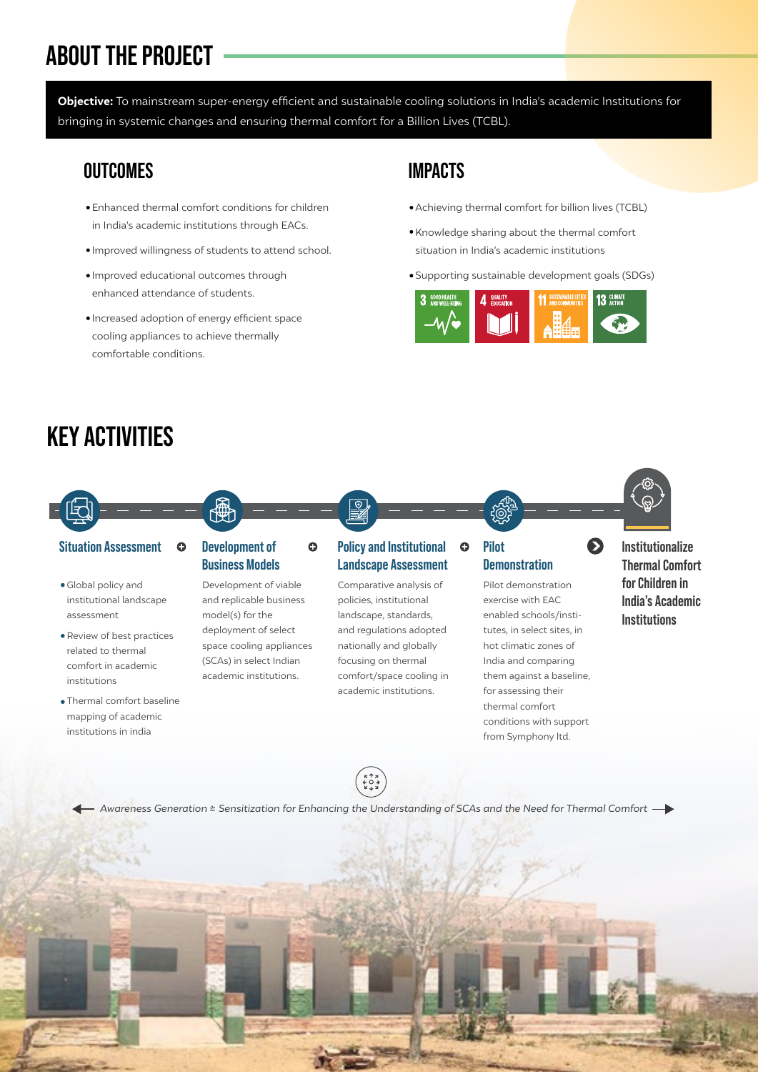# ABOUT THE PROJECT

**Objective:** To mainstream super-energy efficient and sustainable cooling solutions in India's academic Institutions for bringing in systemic changes and ensuring thermal comfort for a Billion Lives (TCBL).

## OUTCOMES

- Enhanced thermal comfort conditions for children in India's academic institutions through EACs.
- Improved willingness of students to attend school.
- Improved educational outcomes through enhanced attendance of students.
- Increased adoption of energy efficient space cooling appliances to achieve thermally comfortable conditions.

## IMPACTS

- Achieving thermal comfort for billion lives (TCBL)
- Knowledge sharing about the thermal comfort situation in India's academic institutions
- Supporting sustainable development goals (SDGs)

3 GOOD HEALTH AND WELL-BEING | 4 QUALITY EDUCATION | 11 SUSTAINABLE CITIES AND COMMUNITIES | 13 CLIMATE ACTION

# KEY ACTIVITIES

### Situation Assessment

- Global policy and institutional landscape assessment
- Review of best practices related to thermal comfort in academic institutions
- Thermal comfort baseline mapping of academic institutions in india

### Development of Business Models

Development of viable and replicable business model(s) for the deployment of select space cooling appliances (SCAs) in select Indian academic institutions.

### Policy and Institutional Landscape Assessment

Comparative analysis of policies, institutional landscape, standards, and regulations adopted nationally and globally focusing on thermal comfort/space cooling in academic institutions.

### Pilot Demonstration

Pilot demonstration exercise with EAC enabled schools/institutes, in select sites, in hot climatic zones of India and comparing them against a baseline, for assessing their thermal comfort conditions with support from Symphony ltd.

### Institutionalize Thermal Comfort for Children in India's Academic Institutions

*Awareness Generation & Sensitization for Enhancing the Understanding of SCAs and the Need for Thermal Comfort*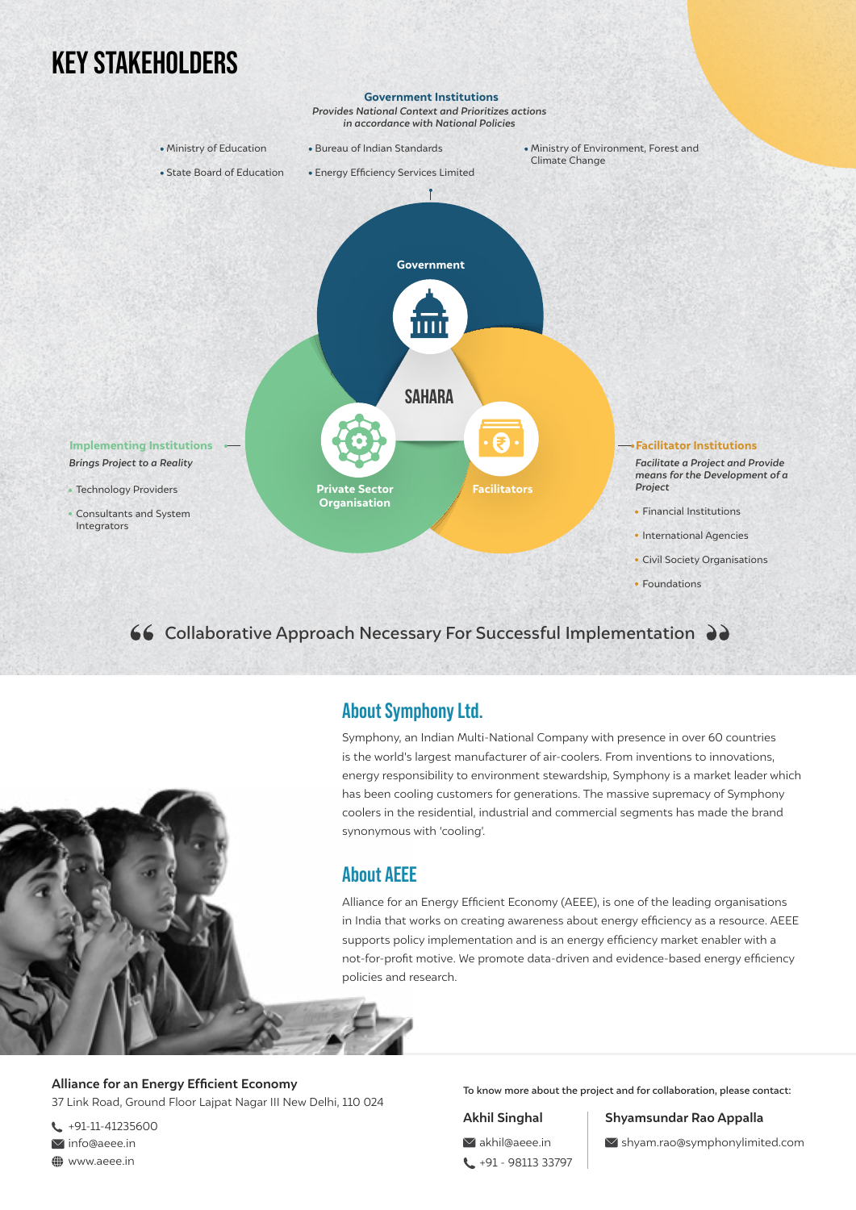# KEY STAKEHOLDERS

**Government Institutions**

*Provides National Context and Prioritizes actions in accordance with National Policies*

- Ministry of Education
- State Board of Education
- Bureau of Indian Standards
- Energy Efficiency Services Limited
- Ministry of Environment, Forest and Climate Change

Government

SAHARA

Private Sector Organisation

Facilitators

**Implementing Institutions**

*Brings Project to a Reality*

- Technology Providers
- Consultants and System Integrators

**Facilitator Institutions**

*Facilitate a Project and Provide means for the Development of a Project*

- Financial Institutions
- International Agencies
- Civil Society Organisations
- Foundations

"Collaborative Approach Necessary For Successful Implementation"

## About Symphony Ltd.

Symphony, an Indian Multi-National Company with presence in over 60 countries is the world's largest manufacturer of air-coolers. From inventions to innovations, energy responsibility to environment stewardship, Symphony is a market leader which has been cooling customers for generations. The massive supremacy of Symphony coolers in the residential, industrial and commercial segments has made the brand synonymous with 'cooling'.

## About AEEE

Alliance for an Energy Efficient Economy (AEEE), is one of the leading organisations in India that works on creating awareness about energy efficiency as a resource. AEEE supports policy implementation and is an energy efficiency market enabler with a not-for-profit motive. We promote data-driven and evidence-based energy efficiency policies and research.

**Alliance for an Energy Efficient Economy**

37 Link Road, Ground Floor Lajpat Nagar III New Delhi, 110 024

+91-11-41235600

info@aeee.in

www.aeee.in

To know more about the project and for collaboration, please contact:

**Akhil Singhal**

akhil@aeee.in

+91 - 98113 33797

**Shyamsundar Rao Appalla**

shyam.rao@symphonylimited.com